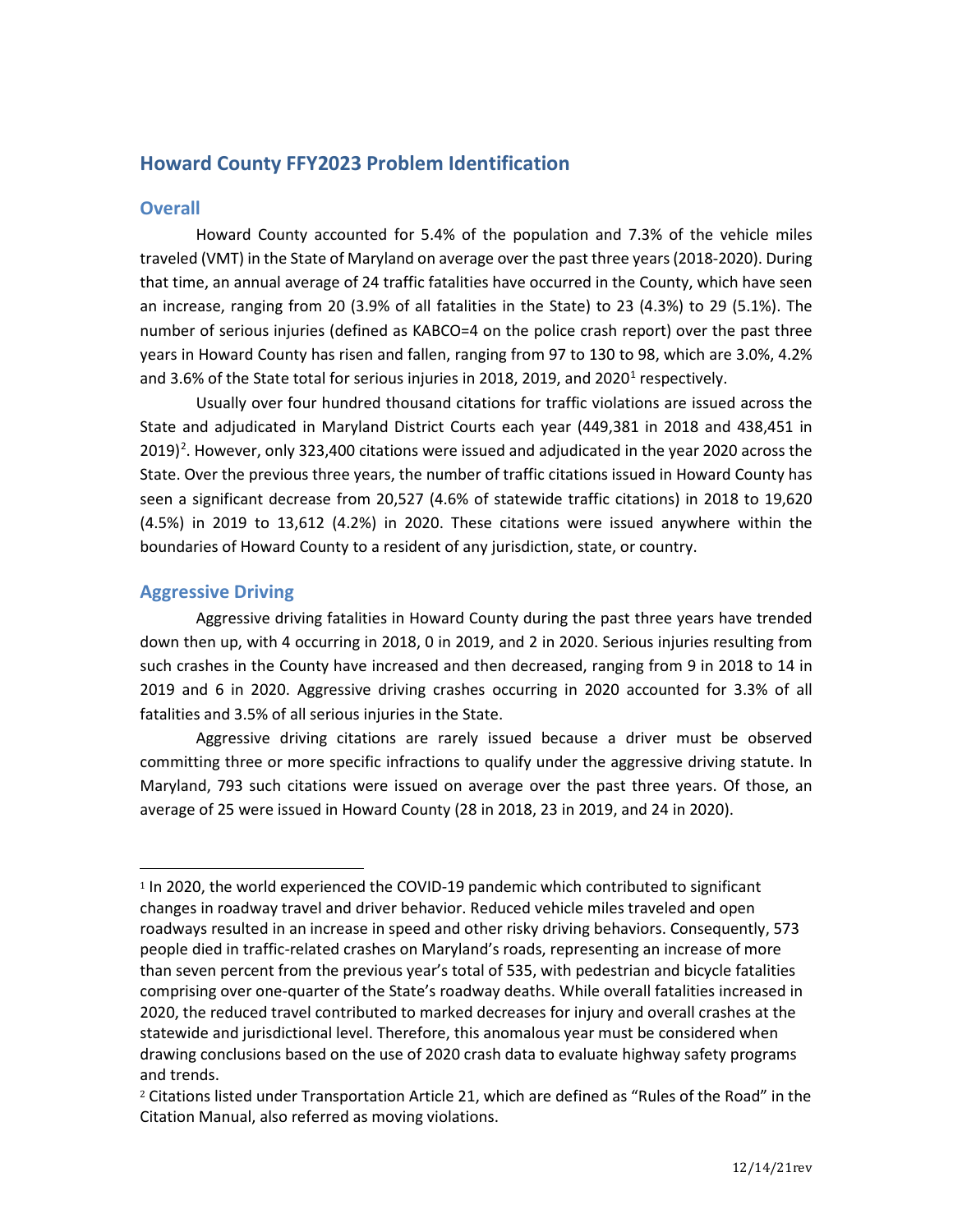# Howard County FFY2023 Problem Identification

## Overall

Howard County accounted for 5.4% of the population and 7.3% of the vehicle miles traveled (VMT) in the State of Maryland on average over the past three years (2018-2020). During that time, an annual average of 24 traffic fatalities have occurred in the County, which have seen an increase, ranging from 20 (3.9% of all fatalities in the State) to 23 (4.3%) to 29 (5.1%). The number of serious injuries (defined as KABCO=4 on the police crash report) over the past three years in Howard County has risen and fallen, ranging from 97 to 130 to 98, which are 3.0%, 4.2% and 3.6% of the State total for serious injuries in 2018, 2019, and 2020[1] respectively.

Usually over four hundred thousand citations for traffic violations are issued across the State and adjudicated in Maryland District Courts each year (449,381 in 2018 and 438,451 in 2019)[2]. However, only 323,400 citations were issued and adjudicated in the year 2020 across the State. Over the previous three years, the number of traffic citations issued in Howard County has seen a significant decrease from 20,527 (4.6% of statewide traffic citations) in 2018 to 19,620 (4.5%) in 2019 to 13,612 (4.2%) in 2020. These citations were issued anywhere within the boundaries of Howard County to a resident of any jurisdiction, state, or country.

## Aggressive Driving

Aggressive driving fatalities in Howard County during the past three years have trended down then up, with 4 occurring in 2018, 0 in 2019, and 2 in 2020. Serious injuries resulting from such crashes in the County have increased and then decreased, ranging from 9 in 2018 to 14 in 2019 and 6 in 2020. Aggressive driving crashes occurring in 2020 accounted for 3.3% of all fatalities and 3.5% of all serious injuries in the State.

Aggressive driving citations are rarely issued because a driver must be observed committing three or more specific infractions to qualify under the aggressive driving statute. In Maryland, 793 such citations were issued on average over the past three years. Of those, an average of 25 were issued in Howard County (28 in 2018, 23 in 2019, and 24 in 2020).

---

[1] In 2020, the world experienced the COVID-19 pandemic which contributed to significant changes in roadway travel and driver behavior. Reduced vehicle miles traveled and open roadways resulted in an increase in speed and other risky driving behaviors. Consequently, 573 people died in traffic-related crashes on Maryland's roads, representing an increase of more than seven percent from the previous year's total of 535, with pedestrian and bicycle fatalities comprising over one-quarter of the State's roadway deaths. While overall fatalities increased in 2020, the reduced travel contributed to marked decreases for injury and overall crashes at the statewide and jurisdictional level. Therefore, this anomalous year must be considered when drawing conclusions based on the use of 2020 crash data to evaluate highway safety programs and trends.

[2] Citations listed under Transportation Article 21, which are defined as "Rules of the Road" in the Citation Manual, also referred as moving violations.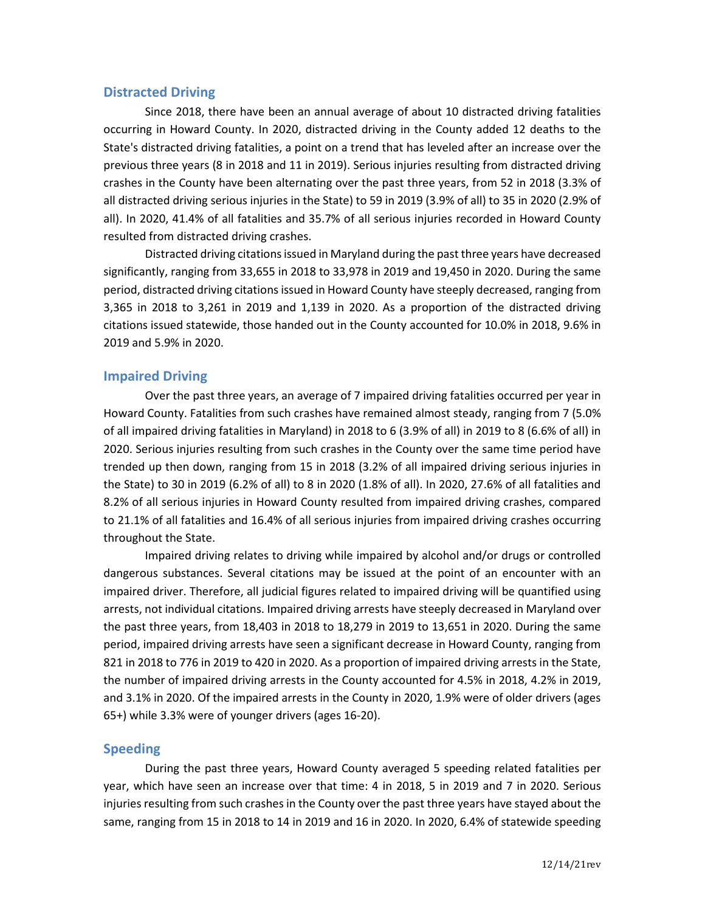## Distracted Driving

Since 2018, there have been an annual average of about 10 distracted driving fatalities occurring in Howard County. In 2020, distracted driving in the County added 12 deaths to the State's distracted driving fatalities, a point on a trend that has leveled after an increase over the previous three years (8 in 2018 and 11 in 2019). Serious injuries resulting from distracted driving crashes in the County have been alternating over the past three years, from 52 in 2018 (3.3% of all distracted driving serious injuries in the State) to 59 in 2019 (3.9% of all) to 35 in 2020 (2.9% of all). In 2020, 41.4% of all fatalities and 35.7% of all serious injuries recorded in Howard County resulted from distracted driving crashes.

Distracted driving citations issued in Maryland during the past three years have decreased significantly, ranging from 33,655 in 2018 to 33,978 in 2019 and 19,450 in 2020. During the same period, distracted driving citations issued in Howard County have steeply decreased, ranging from 3,365 in 2018 to 3,261 in 2019 and 1,139 in 2020. As a proportion of the distracted driving citations issued statewide, those handed out in the County accounted for 10.0% in 2018, 9.6% in 2019 and 5.9% in 2020.

## Impaired Driving

Over the past three years, an average of 7 impaired driving fatalities occurred per year in Howard County. Fatalities from such crashes have remained almost steady, ranging from 7 (5.0% of all impaired driving fatalities in Maryland) in 2018 to 6 (3.9% of all) in 2019 to 8 (6.6% of all) in 2020. Serious injuries resulting from such crashes in the County over the same time period have trended up then down, ranging from 15 in 2018 (3.2% of all impaired driving serious injuries in the State) to 30 in 2019 (6.2% of all) to 8 in 2020 (1.8% of all). In 2020, 27.6% of all fatalities and 8.2% of all serious injuries in Howard County resulted from impaired driving crashes, compared to 21.1% of all fatalities and 16.4% of all serious injuries from impaired driving crashes occurring throughout the State.

Impaired driving relates to driving while impaired by alcohol and/or drugs or controlled dangerous substances. Several citations may be issued at the point of an encounter with an impaired driver. Therefore, all judicial figures related to impaired driving will be quantified using arrests, not individual citations. Impaired driving arrests have steeply decreased in Maryland over the past three years, from 18,403 in 2018 to 18,279 in 2019 to 13,651 in 2020. During the same period, impaired driving arrests have seen a significant decrease in Howard County, ranging from 821 in 2018 to 776 in 2019 to 420 in 2020. As a proportion of impaired driving arrests in the State, the number of impaired driving arrests in the County accounted for 4.5% in 2018, 4.2% in 2019, and 3.1% in 2020. Of the impaired arrests in the County in 2020, 1.9% were of older drivers (ages 65+) while 3.3% were of younger drivers (ages 16-20).

## Speeding

During the past three years, Howard County averaged 5 speeding related fatalities per year, which have seen an increase over that time: 4 in 2018, 5 in 2019 and 7 in 2020. Serious injuries resulting from such crashes in the County over the past three years have stayed about the same, ranging from 15 in 2018 to 14 in 2019 and 16 in 2020. In 2020, 6.4% of statewide speeding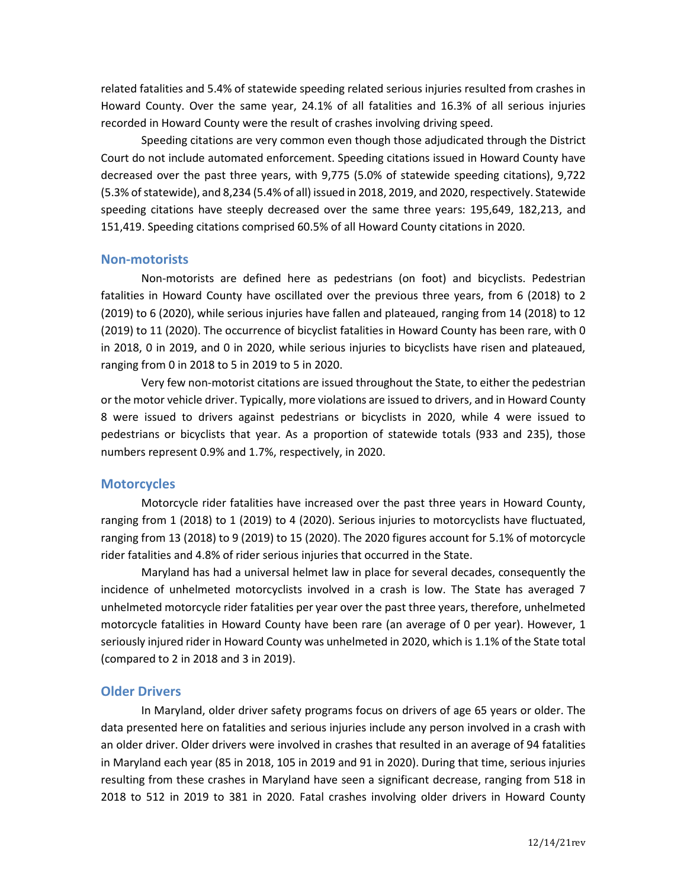related fatalities and 5.4% of statewide speeding related serious injuries resulted from crashes in Howard County. Over the same year, 24.1% of all fatalities and 16.3% of all serious injuries recorded in Howard County were the result of crashes involving driving speed.

Speeding citations are very common even though those adjudicated through the District Court do not include automated enforcement. Speeding citations issued in Howard County have decreased over the past three years, with 9,775 (5.0% of statewide speeding citations), 9,722 (5.3% of statewide), and 8,234 (5.4% of all) issued in 2018, 2019, and 2020, respectively. Statewide speeding citations have steeply decreased over the same three years: 195,649, 182,213, and 151,419. Speeding citations comprised 60.5% of all Howard County citations in 2020.

## Non-motorists

Non-motorists are defined here as pedestrians (on foot) and bicyclists. Pedestrian fatalities in Howard County have oscillated over the previous three years, from 6 (2018) to 2 (2019) to 6 (2020), while serious injuries have fallen and plateaued, ranging from 14 (2018) to 12 (2019) to 11 (2020). The occurrence of bicyclist fatalities in Howard County has been rare, with 0 in 2018, 0 in 2019, and 0 in 2020, while serious injuries to bicyclists have risen and plateaued, ranging from 0 in 2018 to 5 in 2019 to 5 in 2020.

Very few non-motorist citations are issued throughout the State, to either the pedestrian or the motor vehicle driver. Typically, more violations are issued to drivers, and in Howard County 8 were issued to drivers against pedestrians or bicyclists in 2020, while 4 were issued to pedestrians or bicyclists that year. As a proportion of statewide totals (933 and 235), those numbers represent 0.9% and 1.7%, respectively, in 2020.

## Motorcycles

Motorcycle rider fatalities have increased over the past three years in Howard County, ranging from 1 (2018) to 1 (2019) to 4 (2020). Serious injuries to motorcyclists have fluctuated, ranging from 13 (2018) to 9 (2019) to 15 (2020). The 2020 figures account for 5.1% of motorcycle rider fatalities and 4.8% of rider serious injuries that occurred in the State.

Maryland has had a universal helmet law in place for several decades, consequently the incidence of unhelmeted motorcyclists involved in a crash is low. The State has averaged 7 unhelmeted motorcycle rider fatalities per year over the past three years, therefore, unhelmeted motorcycle fatalities in Howard County have been rare (an average of 0 per year). However, 1 seriously injured rider in Howard County was unhelmeted in 2020, which is 1.1% of the State total (compared to 2 in 2018 and 3 in 2019).

## Older Drivers

In Maryland, older driver safety programs focus on drivers of age 65 years or older. The data presented here on fatalities and serious injuries include any person involved in a crash with an older driver. Older drivers were involved in crashes that resulted in an average of 94 fatalities in Maryland each year (85 in 2018, 105 in 2019 and 91 in 2020). During that time, serious injuries resulting from these crashes in Maryland have seen a significant decrease, ranging from 518 in 2018 to 512 in 2019 to 381 in 2020. Fatal crashes involving older drivers in Howard County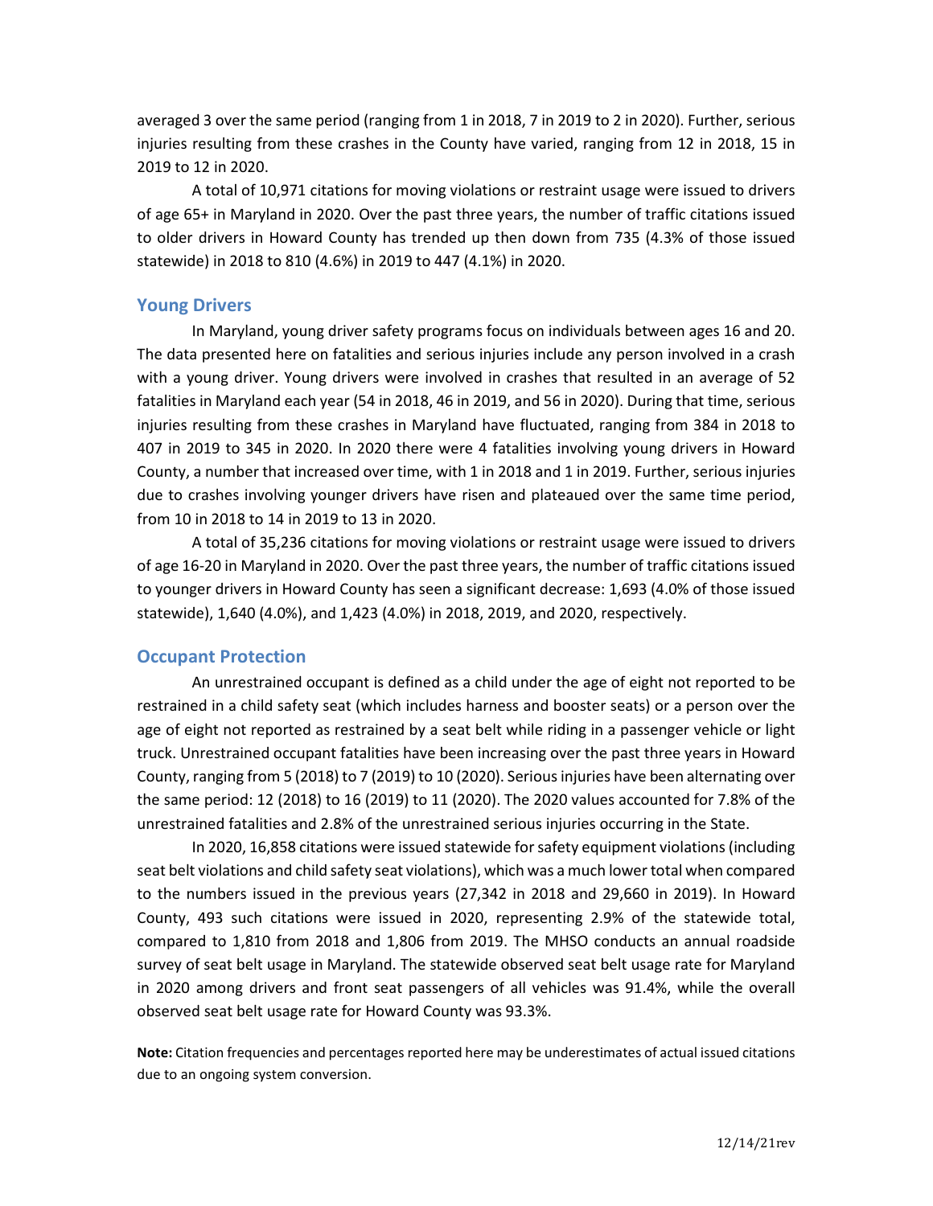averaged 3 over the same period (ranging from 1 in 2018, 7 in 2019 to 2 in 2020). Further, serious injuries resulting from these crashes in the County have varied, ranging from 12 in 2018, 15 in 2019 to 12 in 2020.

A total of 10,971 citations for moving violations or restraint usage were issued to drivers of age 65+ in Maryland in 2020. Over the past three years, the number of traffic citations issued to older drivers in Howard County has trended up then down from 735 (4.3% of those issued statewide) in 2018 to 810 (4.6%) in 2019 to 447 (4.1%) in 2020.

## Young Drivers

In Maryland, young driver safety programs focus on individuals between ages 16 and 20. The data presented here on fatalities and serious injuries include any person involved in a crash with a young driver. Young drivers were involved in crashes that resulted in an average of 52 fatalities in Maryland each year (54 in 2018, 46 in 2019, and 56 in 2020). During that time, serious injuries resulting from these crashes in Maryland have fluctuated, ranging from 384 in 2018 to 407 in 2019 to 345 in 2020. In 2020 there were 4 fatalities involving young drivers in Howard County, a number that increased over time, with 1 in 2018 and 1 in 2019. Further, serious injuries due to crashes involving younger drivers have risen and plateaued over the same time period, from 10 in 2018 to 14 in 2019 to 13 in 2020.

A total of 35,236 citations for moving violations or restraint usage were issued to drivers of age 16-20 in Maryland in 2020. Over the past three years, the number of traffic citations issued to younger drivers in Howard County has seen a significant decrease: 1,693 (4.0% of those issued statewide), 1,640 (4.0%), and 1,423 (4.0%) in 2018, 2019, and 2020, respectively.

## Occupant Protection

An unrestrained occupant is defined as a child under the age of eight not reported to be restrained in a child safety seat (which includes harness and booster seats) or a person over the age of eight not reported as restrained by a seat belt while riding in a passenger vehicle or light truck. Unrestrained occupant fatalities have been increasing over the past three years in Howard County, ranging from 5 (2018) to 7 (2019) to 10 (2020). Serious injuries have been alternating over the same period: 12 (2018) to 16 (2019) to 11 (2020). The 2020 values accounted for 7.8% of the unrestrained fatalities and 2.8% of the unrestrained serious injuries occurring in the State.

In 2020, 16,858 citations were issued statewide for safety equipment violations (including seat belt violations and child safety seat violations), which was a much lower total when compared to the numbers issued in the previous years (27,342 in 2018 and 29,660 in 2019). In Howard County, 493 such citations were issued in 2020, representing 2.9% of the statewide total, compared to 1,810 from 2018 and 1,806 from 2019. The MHSO conducts an annual roadside survey of seat belt usage in Maryland. The statewide observed seat belt usage rate for Maryland in 2020 among drivers and front seat passengers of all vehicles was 91.4%, while the overall observed seat belt usage rate for Howard County was 93.3%.

**Note:** Citation frequencies and percentages reported here may be underestimates of actual issued citations due to an ongoing system conversion.

12/14/21rev